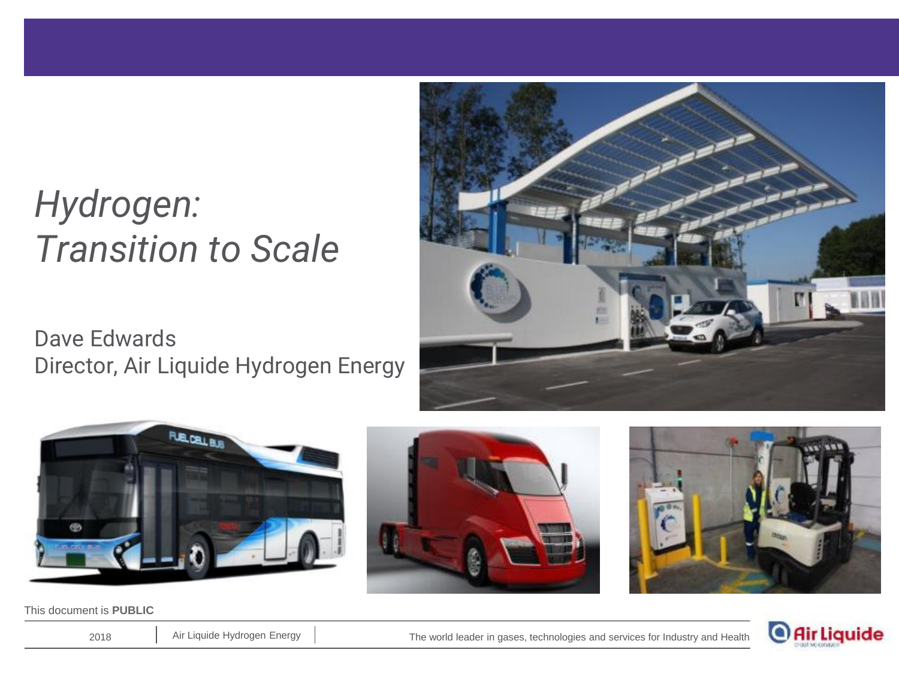# *Hydrogen: Transition to Scale*

Dave Edwards
Director, Air Liquide Hydrogen Energy

This document is **PUBLIC**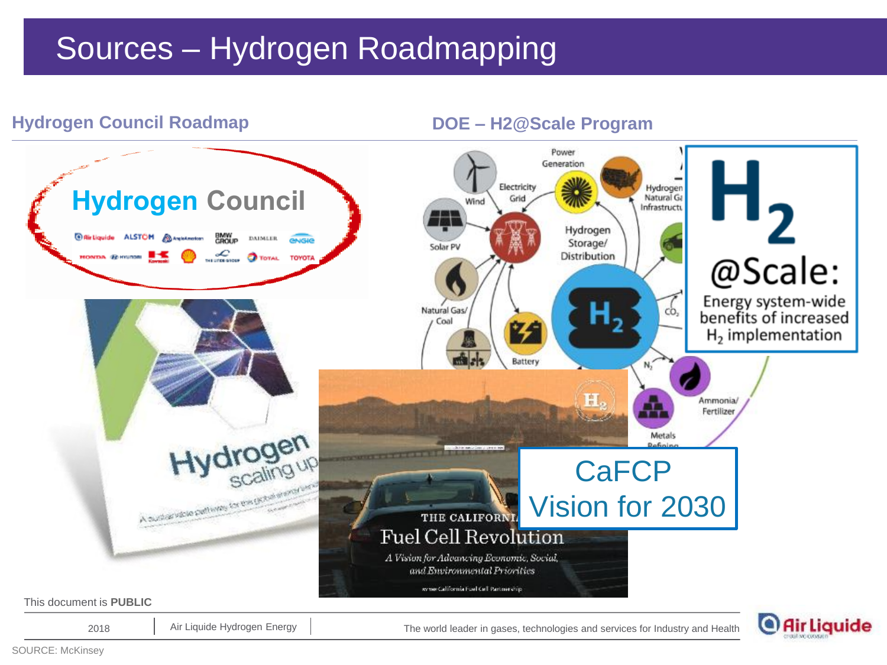# Sources – Hydrogen Roadmapping

## Hydrogen Council Roadmap

Hydrogen Council

Hydrogen scaling up

A sustainable pathway for the global energy transition

## DOE – H2@Scale Program

Power Generation

Wind

Electricity Grid

Solar PV

Hydrogen Natural Gas Infrastructure

Hydrogen Storage/ Distribution

Natural Gas/ Coal

Battery

$CO_2$

$N_2$

Ammonia/ Fertilizer

Metals Refining

$H_2$ @Scale: Energy system-wide benefits of increased $H_2$ implementation

THE CALIFORNIA Fuel Cell Revolution

A Vision for Advancing Economic, Social, and Environmental Priorities

by the California Fuel Cell Partnership

CaFCP Vision for 2030

This document is **PUBLIC**

2018 | Air Liquide Hydrogen Energy | The world leader in gases, technologies and services for Industry and Health

SOURCE: McKinsey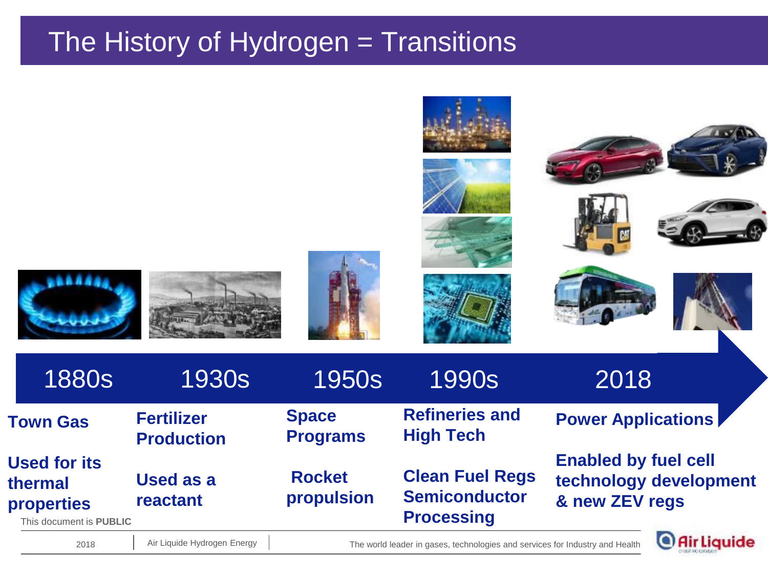# The History of Hydrogen = Transitions

| 1880s | 1930s | 1950s | 1990s | 2018 |
|---|---|---|---|---|
| **Town Gas** | **Fertilizer Production** | **Space Programs** | **Refineries and High Tech** | **Power Applications** |
| **Used for its thermal properties** | **Used as a reactant** | **Rocket propulsion** | **Clean Fuel Regs Semiconductor Processing** | **Enabled by fuel cell technology development & new ZEV regs** |

This document is **PUBLIC**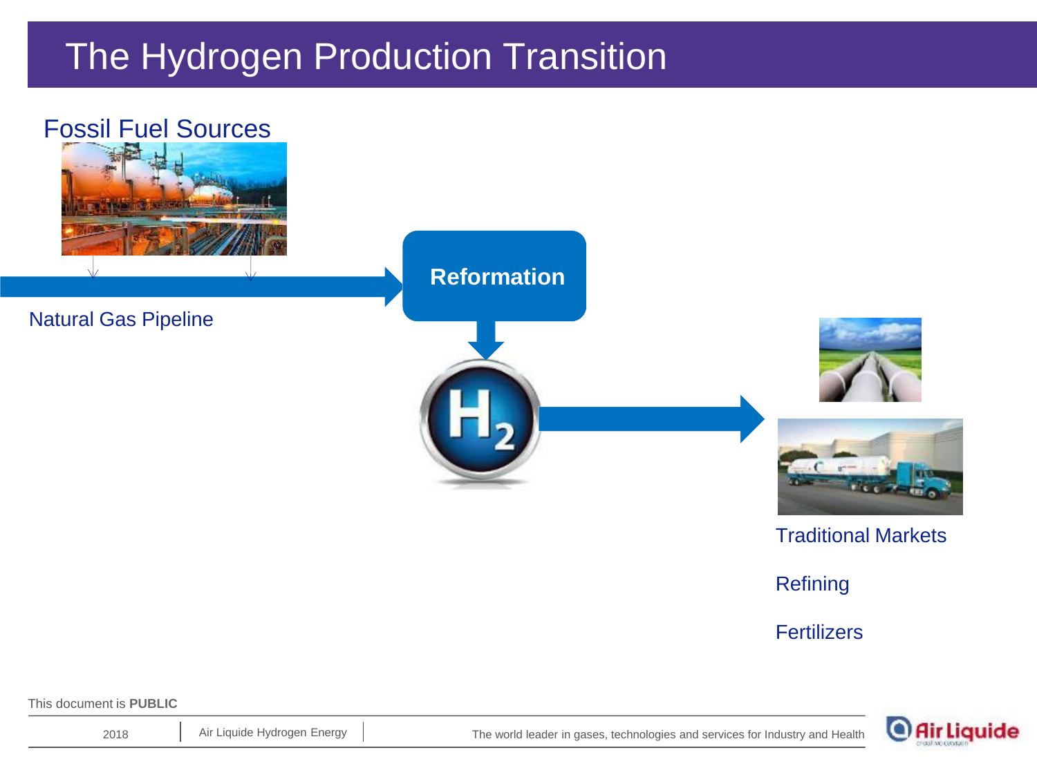# The Hydrogen Production Transition

Fossil Fuel Sources

Natural Gas Pipeline

**Reformation**

$H_2$

Traditional Markets

Refining

Fertilizers

This document is **PUBLIC**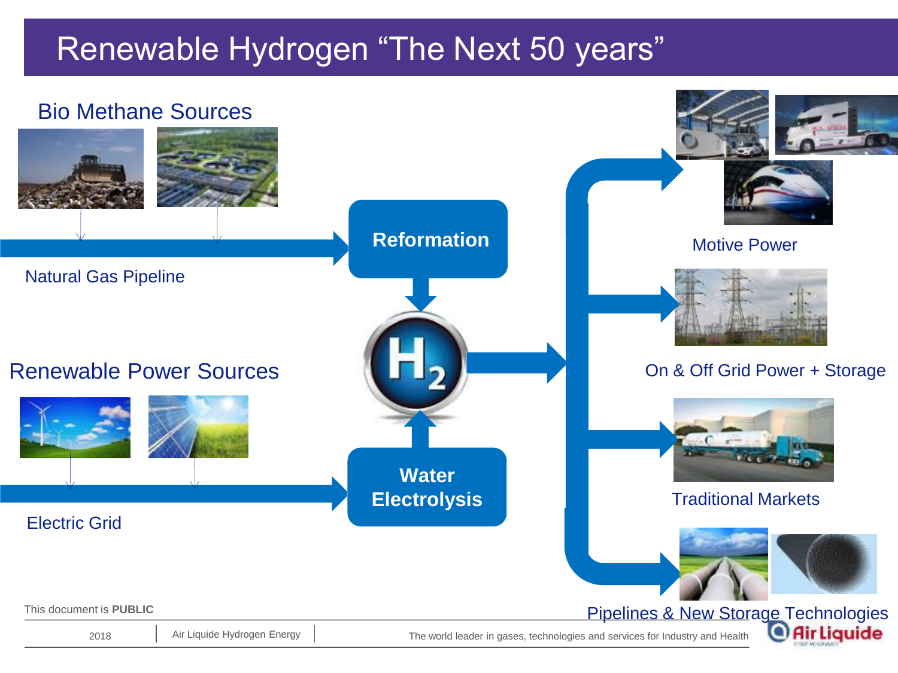# Renewable Hydrogen "The Next 50 years"

Bio Methane Sources

Natural Gas Pipeline

Reformation

$H_2$

Renewable Power Sources

Electric Grid

Water Electrolysis

Motive Power

On & Off Grid Power + Storage

Traditional Markets

Pipelines & New Storage Technologies

This document is **PUBLIC**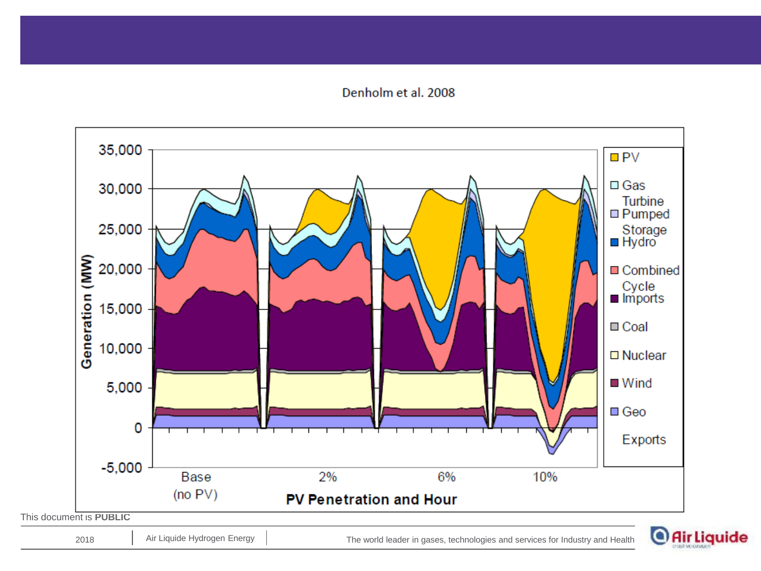Denholm et al. 2008

Generation (MW)

35,000
30,000
25,000
20,000
15,000
10,000
5,000
0
-5,000

Base (no PV) | 2% | 6% | 10%

**PV Penetration and Hour**

- PV
- Gas Turbine
- Pumped Storage
- Hydro
- Combined Cycle
- Imports
- Coal
- Nuclear
- Wind
- Geo
- Exports

This document is **PUBLIC**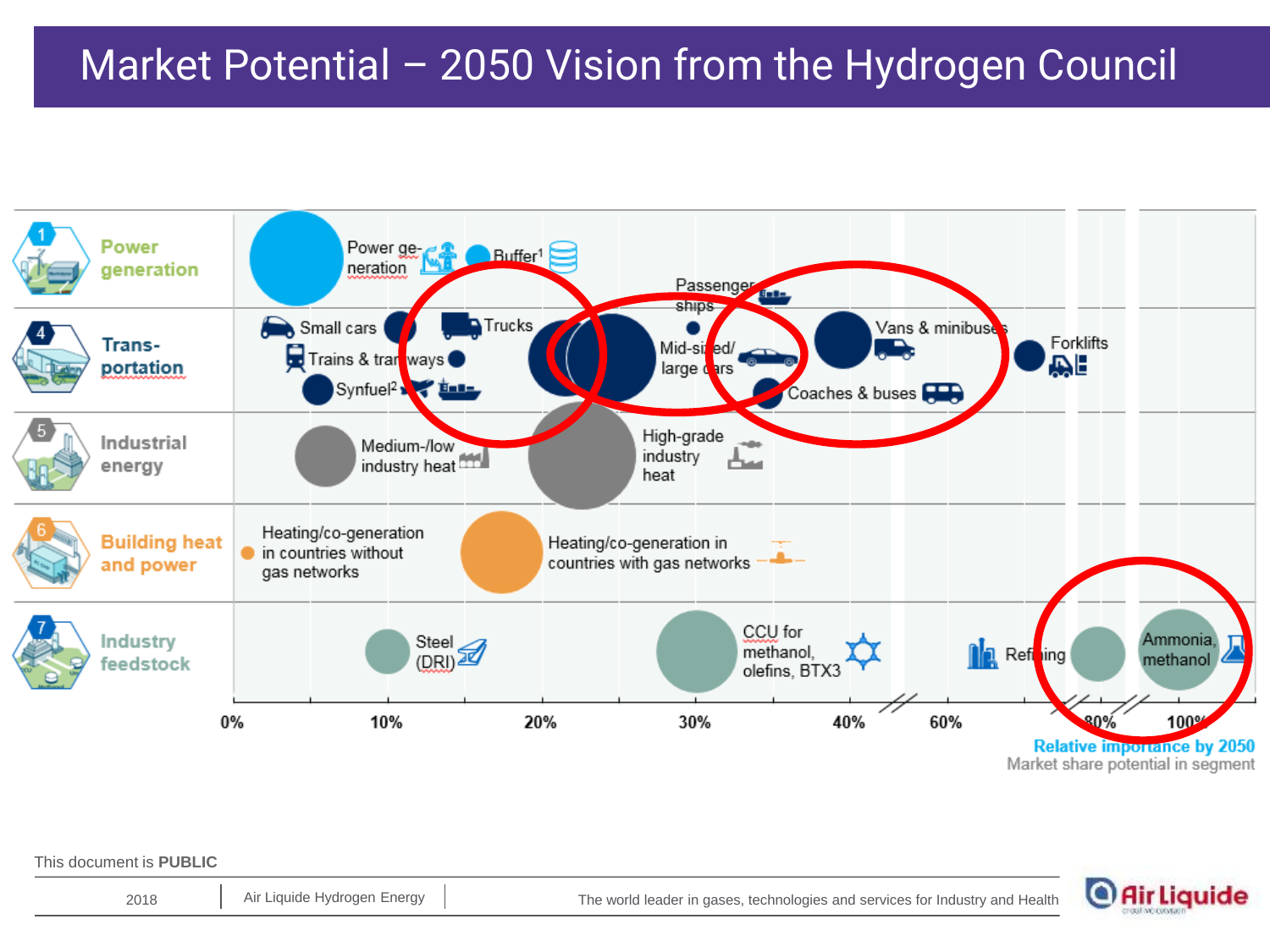# Market Potential – 2050 Vision from the Hydrogen Council

**1 Power generation**
- Power generation
- Buffer[1]

**4 Transportation**
- Small cars
- Trains & tramways
- Synfuel[2]
- Trucks
- Passenger ships
- Mid-sized/ large cars
- Vans & minibuses
- Coaches & buses
- Forklifts

**5 Industrial energy**
- Medium-/low industry heat
- High-grade industry heat

**6 Building heat and power**
- Heating/co-generation in countries without gas networks
- Heating/co-generation in countries with gas networks

**7 Industry feedstock**
- Steel (DRI)
- CCU for methanol, olefins, BTX3
- Refining
- Ammonia, methanol

0% 10% 20% 30% 40% 60% 80% 100%

**Relative importance by 2050**
Market share potential in segment

This document is **PUBLIC**

2018 | Air Liquide Hydrogen Energy | The world leader in gases, technologies and services for Industry and Health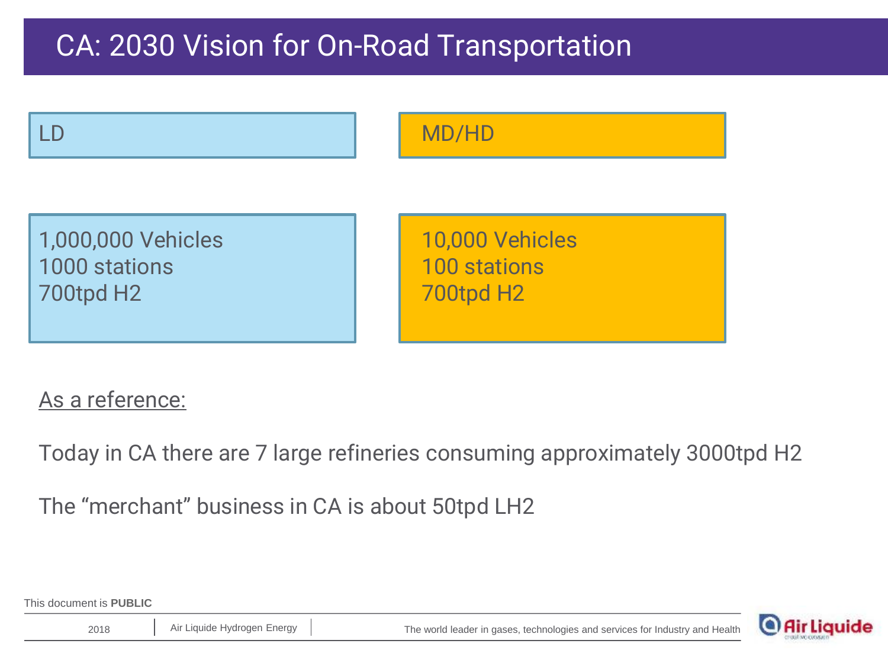# CA: 2030 Vision for On-Road Transportation

| LD | MD/HD |
|---|---|
| 1,000,000 Vehicles<br>1000 stations<br>700tpd H2 | 10,000 Vehicles<br>100 stations<br>700tpd H2 |

As a reference:

Today in CA there are 7 large refineries consuming approximately 3000tpd H2

The “merchant” business in CA is about 50tpd LH2

This document is **PUBLIC**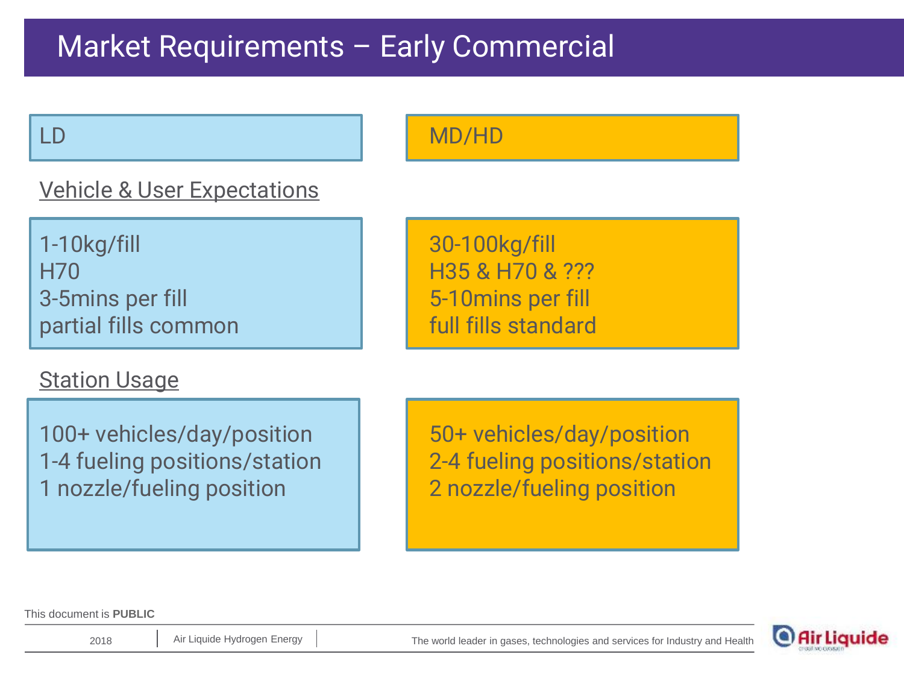# Market Requirements – Early Commercial

| LD | MD/HD |
|---|---|
| **Vehicle & User Expectations** | |
| 1-10kg/fill | 30-100kg/fill |
| H70 | H35 & H70 & ??? |
| 3-5mins per fill | 5-10mins per fill |
| partial fills common | full fills standard |
| **Station Usage** | |
| 100+ vehicles/day/position | 50+ vehicles/day/position |
| 1-4 fueling positions/station | 2-4 fueling positions/station |
| 1 nozzle/fueling position | 2 nozzle/fueling position |

This document is **PUBLIC**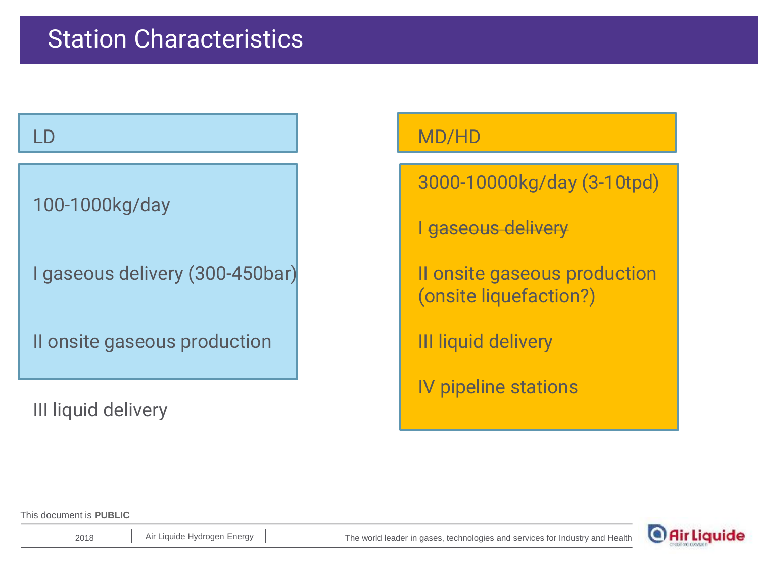# Station Characteristics

## LD

100-1000kg/day

I gaseous delivery (300-450bar)

II onsite gaseous production

III liquid delivery

## MD/HD

3000-10000kg/day (3-10tpd)

I ~~gaseous delivery~~

II onsite gaseous production (onsite liquefaction?)

III liquid delivery

IV pipeline stations

This document is **PUBLIC**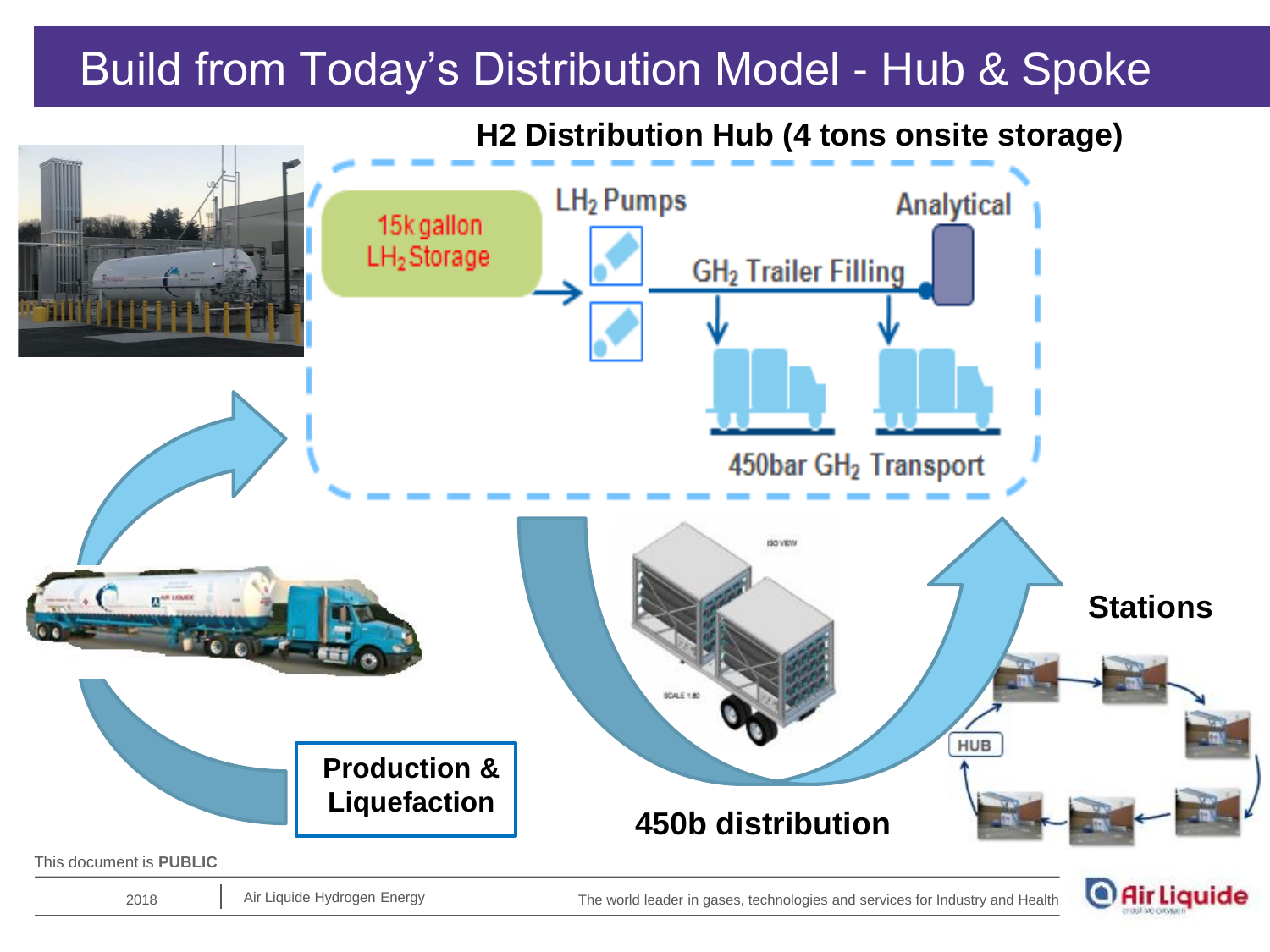# Build from Today's Distribution Model - Hub & Spoke

**H2 Distribution Hub (4 tons onsite storage)**

15k gallon $LH_2$ Storage

$LH_2$ Pumps

$GH_2$ Trailer Filling

Analytical

450bar $GH_2$ Transport

**Production & Liquefaction**

**450b distribution**

**Stations**

HUB

This document is **PUBLIC**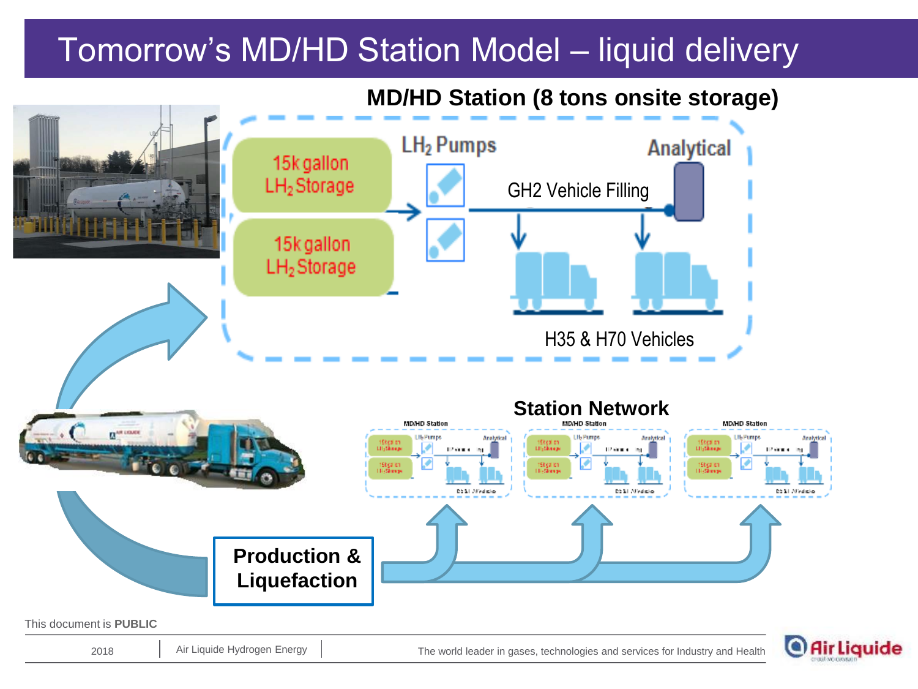# Tomorrow's MD/HD Station Model – liquid delivery

**MD/HD Station (8 tons onsite storage)**

15k gallon $LH_2$ Storage

15k gallon $LH_2$ Storage

$LH_2$ Pumps

Analytical

GH2 Vehicle Filling

H35 & H70 Vehicles

**Station Network**

**Production & Liquefaction**

This document is **PUBLIC**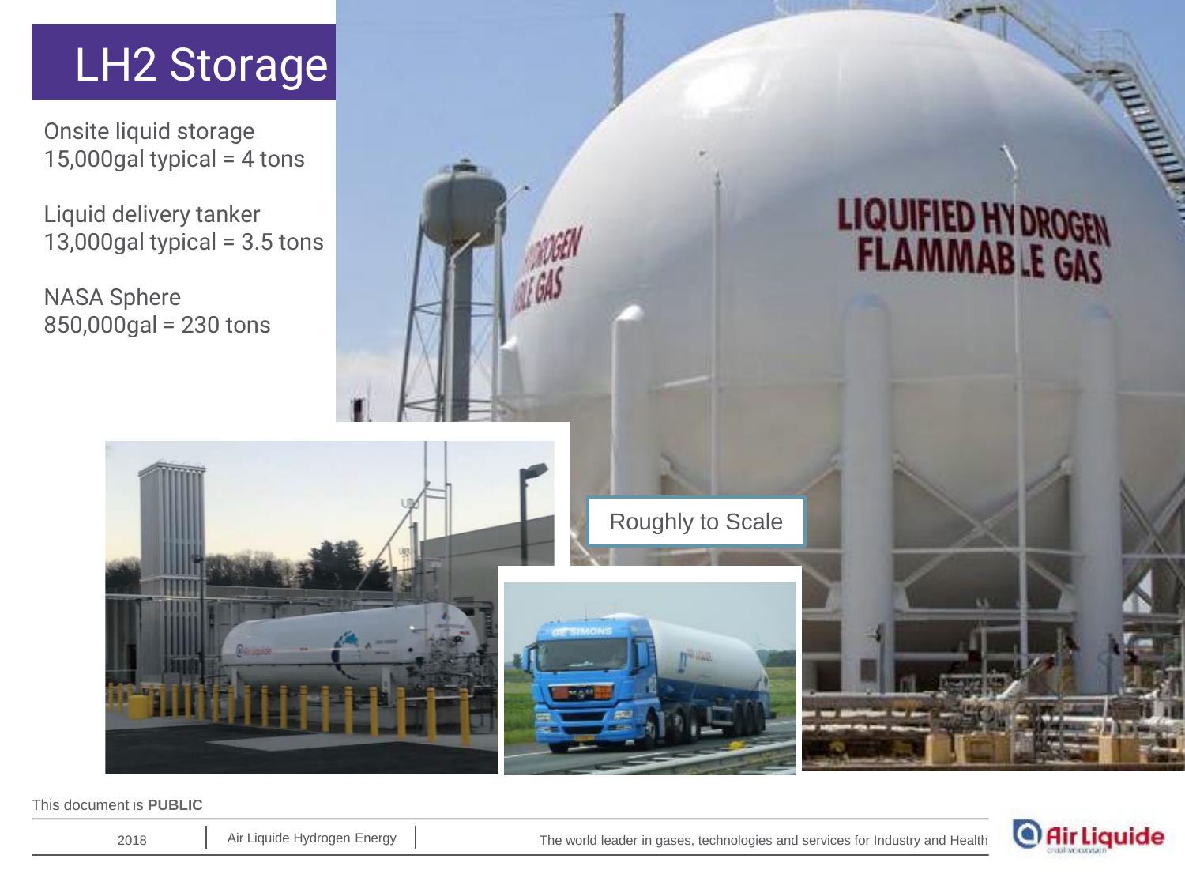# LH2 Storage

Onsite liquid storage
15,000gal typical = 4 tons

Liquid delivery tanker
13,000gal typical = 3.5 tons

NASA Sphere
850,000gal = 230 tons

Roughly to Scale

This document is **PUBLIC**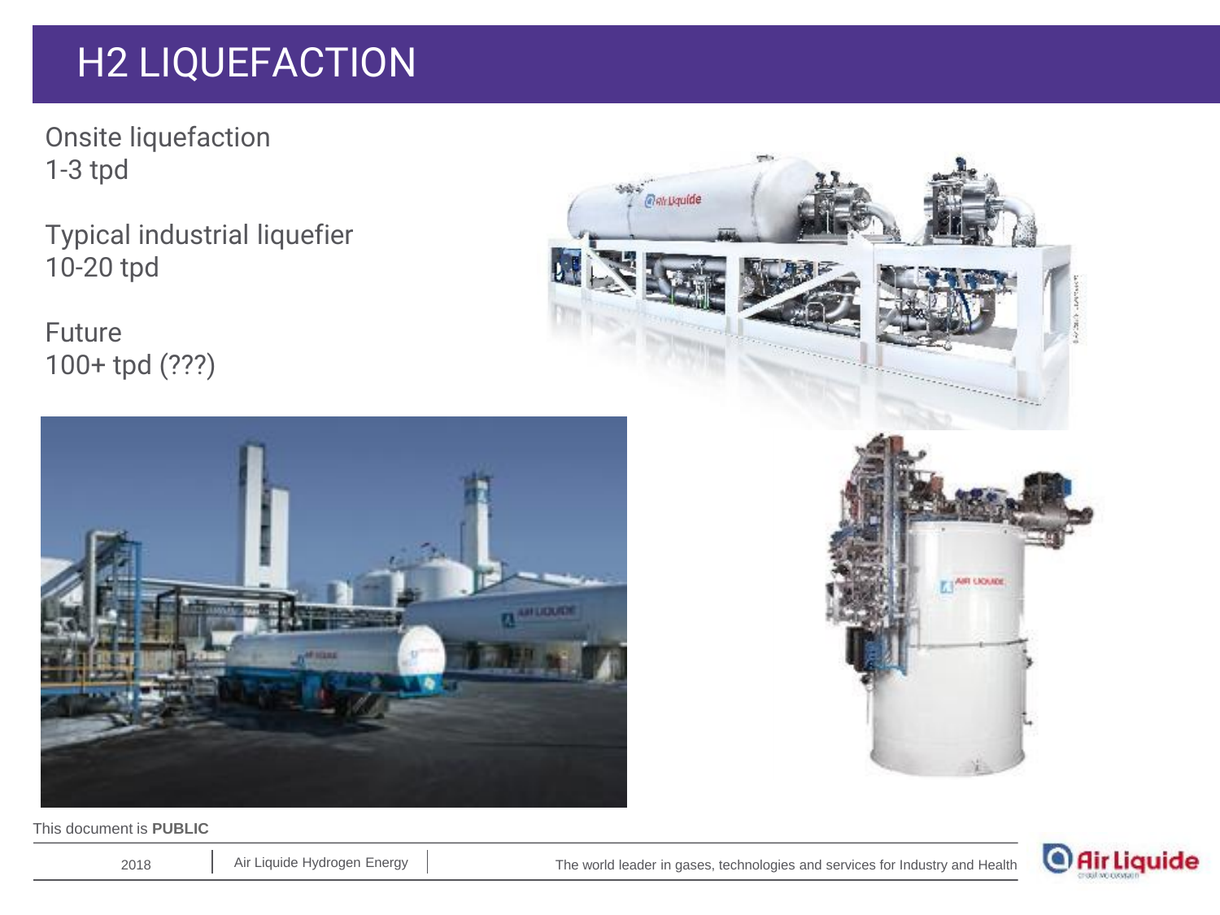# H2 LIQUEFACTION

Onsite liquefaction
1-3 tpd

Typical industrial liquefier
10-20 tpd

Future
100+ tpd (???)

This document is **PUBLIC**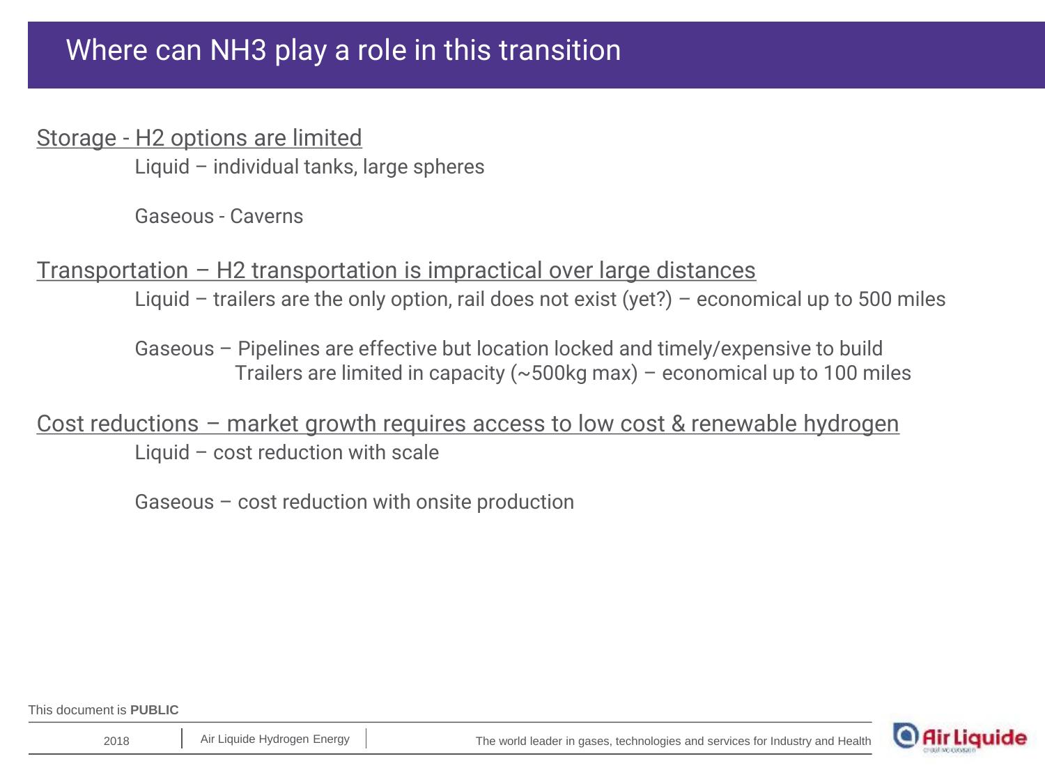# Where can $NH_3$ play a role in this transition

<u>Storage - $H_2$ options are limited</u>

Liquid – individual tanks, large spheres

Gaseous - Caverns

<u>Transportation – $H_2$ transportation is impractical over large distances</u>

Liquid – trailers are the only option, rail does not exist (yet?) – economical up to 500 miles

Gaseous – Pipelines are effective but location locked and timely/expensive to build
Trailers are limited in capacity (~500kg max) – economical up to 100 miles

<u>Cost reductions – market growth requires access to low cost & renewable hydrogen</u>

Liquid – cost reduction with scale

Gaseous – cost reduction with onsite production

This document is **PUBLIC**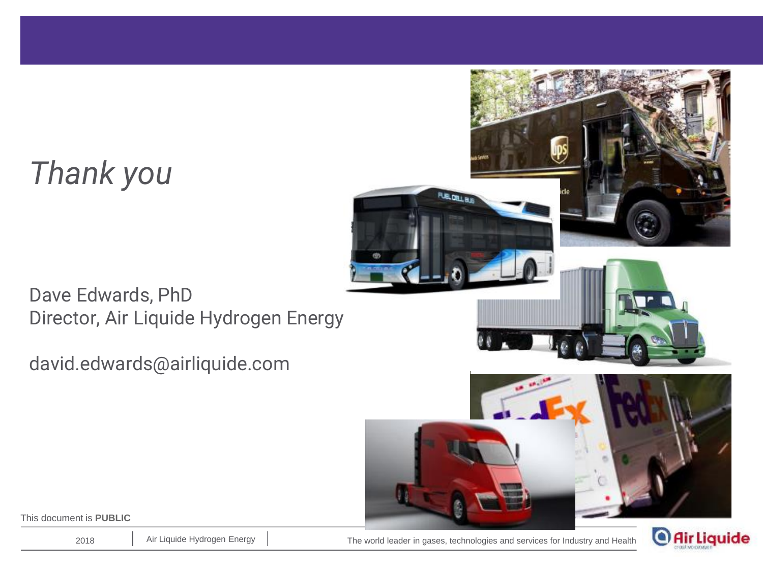*Thank you*

Dave Edwards, PhD
Director, Air Liquide Hydrogen Energy

david.edwards@airliquide.com

This document is **PUBLIC**